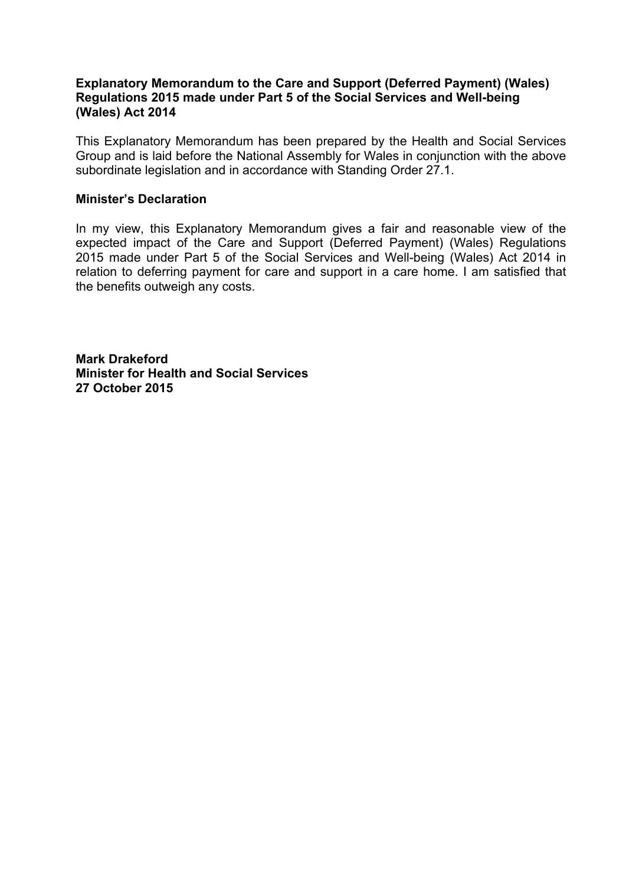**Explanatory Memorandum to the Care and Support (Deferred Payment) (Wales) Regulations 2015 made under Part 5 of the Social Services and Well-being (Wales) Act 2014**

This Explanatory Memorandum has been prepared by the Health and Social Services Group and is laid before the National Assembly for Wales in conjunction with the above subordinate legislation and in accordance with Standing Order 27.1.

**Minister's Declaration**

In my view, this Explanatory Memorandum gives a fair and reasonable view of the expected impact of the Care and Support (Deferred Payment) (Wales) Regulations 2015 made under Part 5 of the Social Services and Well-being (Wales) Act 2014 in relation to deferring payment for care and support in a care home. I am satisfied that the benefits outweigh any costs.

**Mark Drakeford**
**Minister for Health and Social Services**
**27 October 2015**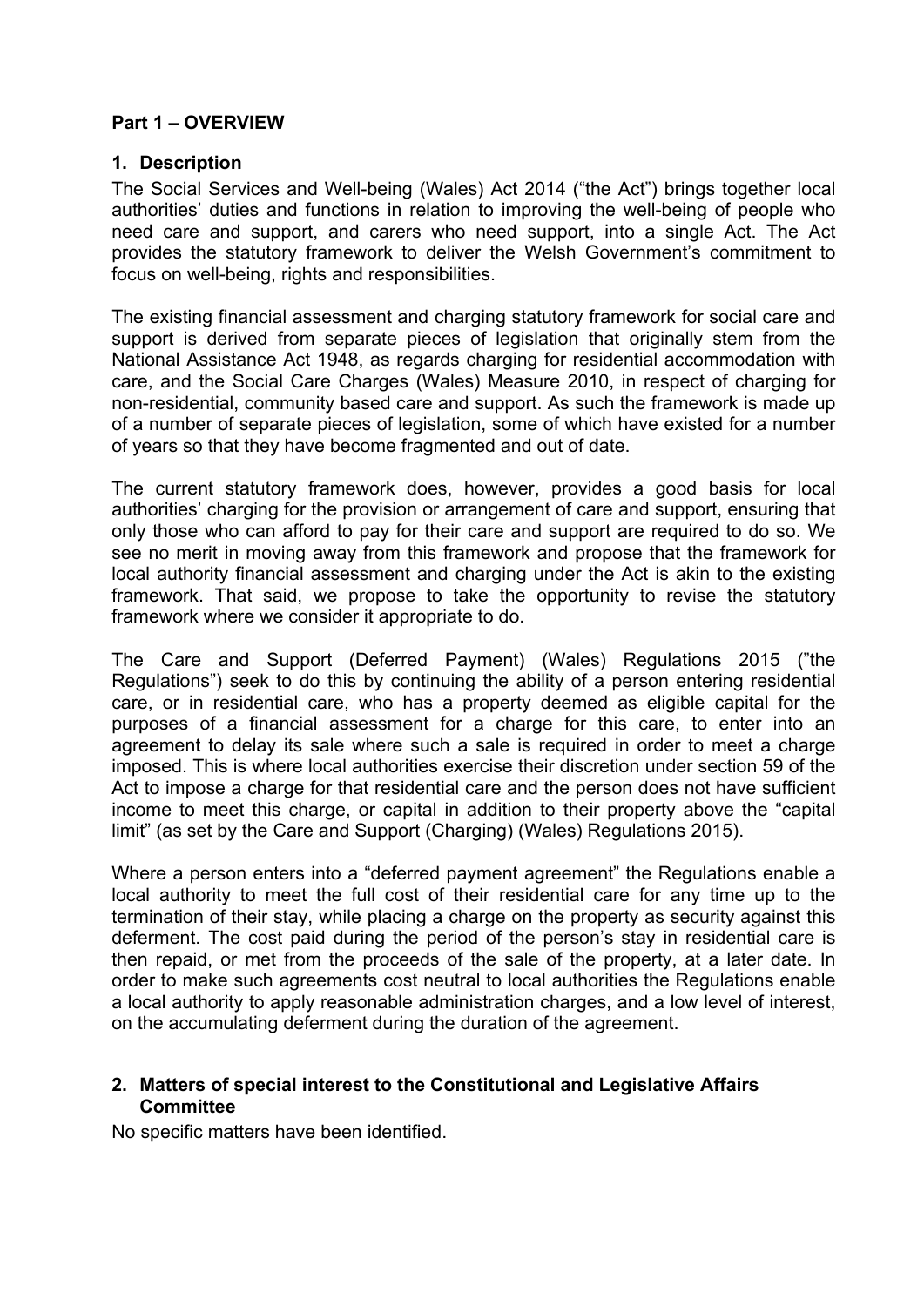**Part 1 – OVERVIEW**

**1. Description**

The Social Services and Well-being (Wales) Act 2014 ("the Act") brings together local authorities' duties and functions in relation to improving the well-being of people who need care and support, and carers who need support, into a single Act. The Act provides the statutory framework to deliver the Welsh Government's commitment to focus on well-being, rights and responsibilities.

The existing financial assessment and charging statutory framework for social care and support is derived from separate pieces of legislation that originally stem from the National Assistance Act 1948, as regards charging for residential accommodation with care, and the Social Care Charges (Wales) Measure 2010, in respect of charging for non-residential, community based care and support. As such the framework is made up of a number of separate pieces of legislation, some of which have existed for a number of years so that they have become fragmented and out of date.

The current statutory framework does, however, provides a good basis for local authorities' charging for the provision or arrangement of care and support, ensuring that only those who can afford to pay for their care and support are required to do so. We see no merit in moving away from this framework and propose that the framework for local authority financial assessment and charging under the Act is akin to the existing framework. That said, we propose to take the opportunity to revise the statutory framework where we consider it appropriate to do.

The Care and Support (Deferred Payment) (Wales) Regulations 2015 ("the Regulations") seek to do this by continuing the ability of a person entering residential care, or in residential care, who has a property deemed as eligible capital for the purposes of a financial assessment for a charge for this care, to enter into an agreement to delay its sale where such a sale is required in order to meet a charge imposed. This is where local authorities exercise their discretion under section 59 of the Act to impose a charge for that residential care and the person does not have sufficient income to meet this charge, or capital in addition to their property above the "capital limit" (as set by the Care and Support (Charging) (Wales) Regulations 2015).

Where a person enters into a "deferred payment agreement" the Regulations enable a local authority to meet the full cost of their residential care for any time up to the termination of their stay, while placing a charge on the property as security against this deferment. The cost paid during the period of the person's stay in residential care is then repaid, or met from the proceeds of the sale of the property, at a later date. In order to make such agreements cost neutral to local authorities the Regulations enable a local authority to apply reasonable administration charges, and a low level of interest, on the accumulating deferment during the duration of the agreement.

**2. Matters of special interest to the Constitutional and Legislative Affairs Committee**

No specific matters have been identified.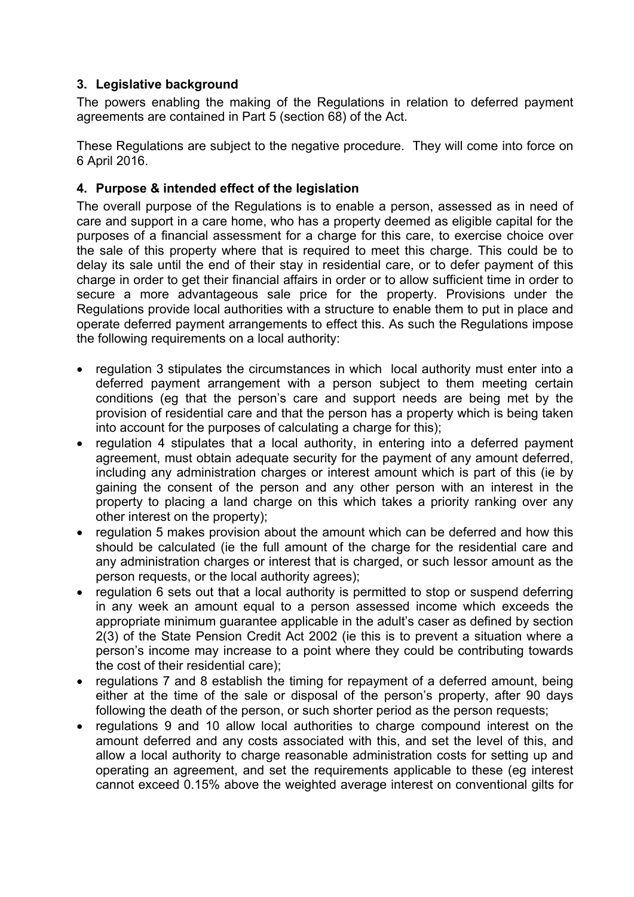### 3. Legislative background

The powers enabling the making of the Regulations in relation to deferred payment agreements are contained in Part 5 (section 68) of the Act.

These Regulations are subject to the negative procedure. They will come into force on 6 April 2016.

### 4. Purpose & intended effect of the legislation

The overall purpose of the Regulations is to enable a person, assessed as in need of care and support in a care home, who has a property deemed as eligible capital for the purposes of a financial assessment for a charge for this care, to exercise choice over the sale of this property where that is required to meet this charge. This could be to delay its sale until the end of their stay in residential care, or to defer payment of this charge in order to get their financial affairs in order or to allow sufficient time in order to secure a more advantageous sale price for the property. Provisions under the Regulations provide local authorities with a structure to enable them to put in place and operate deferred payment arrangements to effect this. As such the Regulations impose the following requirements on a local authority:

- regulation 3 stipulates the circumstances in which local authority must enter into a deferred payment arrangement with a person subject to them meeting certain conditions (eg that the person's care and support needs are being met by the provision of residential care and that the person has a property which is being taken into account for the purposes of calculating a charge for this);
- regulation 4 stipulates that a local authority, in entering into a deferred payment agreement, must obtain adequate security for the payment of any amount deferred, including any administration charges or interest amount which is part of this (ie by gaining the consent of the person and any other person with an interest in the property to placing a land charge on this which takes a priority ranking over any other interest on the property);
- regulation 5 makes provision about the amount which can be deferred and how this should be calculated (ie the full amount of the charge for the residential care and any administration charges or interest that is charged, or such lessor amount as the person requests, or the local authority agrees);
- regulation 6 sets out that a local authority is permitted to stop or suspend deferring in any week an amount equal to a person assessed income which exceeds the appropriate minimum guarantee applicable in the adult's caser as defined by section 2(3) of the State Pension Credit Act 2002 (ie this is to prevent a situation where a person's income may increase to a point where they could be contributing towards the cost of their residential care);
- regulations 7 and 8 establish the timing for repayment of a deferred amount, being either at the time of the sale or disposal of the person's property, after 90 days following the death of the person, or such shorter period as the person requests;
- regulations 9 and 10 allow local authorities to charge compound interest on the amount deferred and any costs associated with this, and set the level of this, and allow a local authority to charge reasonable administration costs for setting up and operating an agreement, and set the requirements applicable to these (eg interest cannot exceed 0.15% above the weighted average interest on conventional gilts for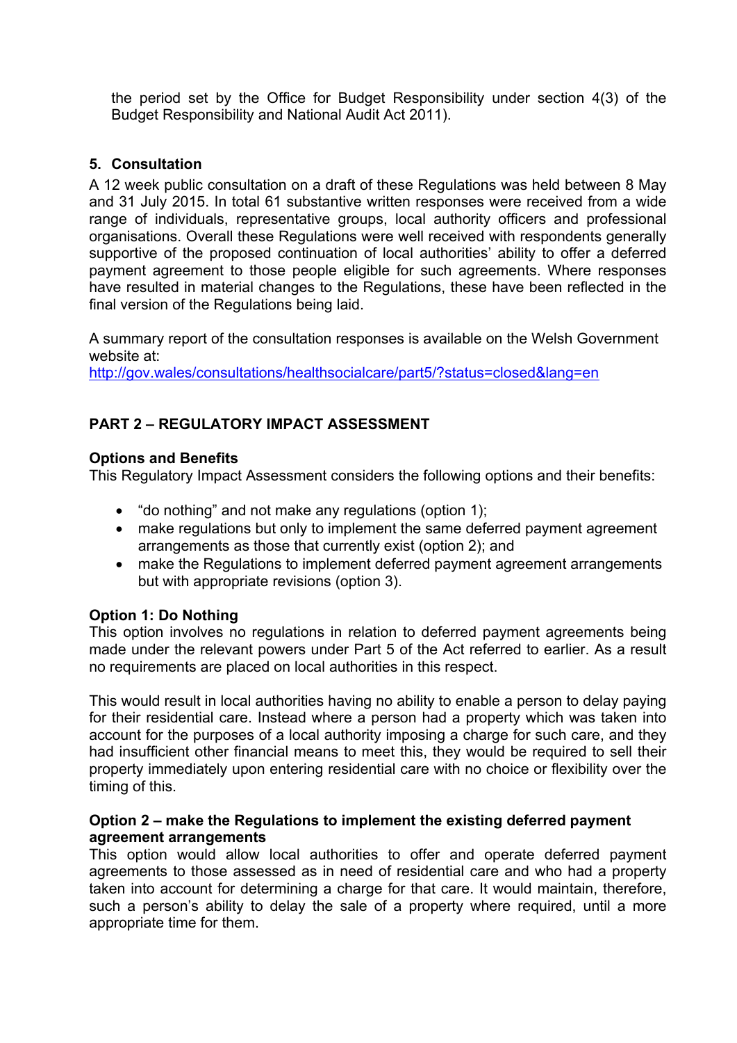the period set by the Office for Budget Responsibility under section 4(3) of the Budget Responsibility and National Audit Act 2011).

## 5. Consultation

A 12 week public consultation on a draft of these Regulations was held between 8 May and 31 July 2015. In total 61 substantive written responses were received from a wide range of individuals, representative groups, local authority officers and professional organisations. Overall these Regulations were well received with respondents generally supportive of the proposed continuation of local authorities' ability to offer a deferred payment agreement to those people eligible for such agreements. Where responses have resulted in material changes to the Regulations, these have been reflected in the final version of the Regulations being laid.

A summary report of the consultation responses is available on the Welsh Government website at:
http://gov.wales/consultations/healthsocialcare/part5/?status=closed&lang=en

## PART 2 – REGULATORY IMPACT ASSESSMENT

### Options and Benefits

This Regulatory Impact Assessment considers the following options and their benefits:

- "do nothing" and not make any regulations (option 1);
- make regulations but only to implement the same deferred payment agreement arrangements as those that currently exist (option 2); and
- make the Regulations to implement deferred payment agreement arrangements but with appropriate revisions (option 3).

### Option 1: Do Nothing

This option involves no regulations in relation to deferred payment agreements being made under the relevant powers under Part 5 of the Act referred to earlier. As a result no requirements are placed on local authorities in this respect.

This would result in local authorities having no ability to enable a person to delay paying for their residential care. Instead where a person had a property which was taken into account for the purposes of a local authority imposing a charge for such care, and they had insufficient other financial means to meet this, they would be required to sell their property immediately upon entering residential care with no choice or flexibility over the timing of this.

### Option 2 – make the Regulations to implement the existing deferred payment agreement arrangements

This option would allow local authorities to offer and operate deferred payment agreements to those assessed as in need of residential care and who had a property taken into account for determining a charge for that care. It would maintain, therefore, such a person's ability to delay the sale of a property where required, until a more appropriate time for them.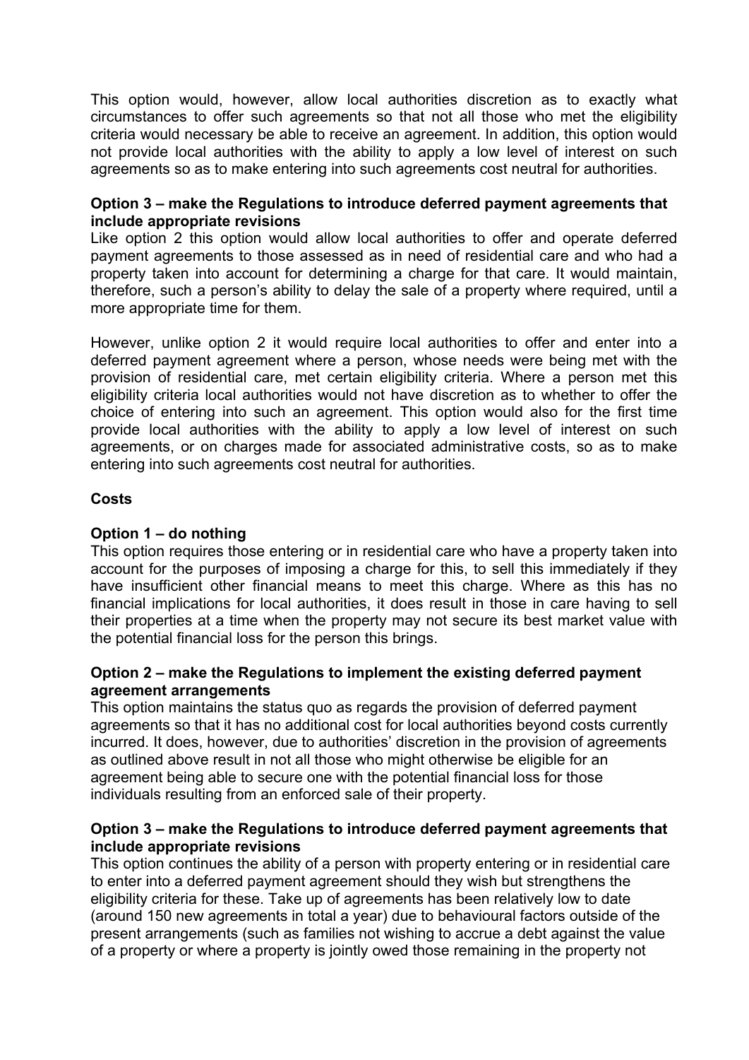This option would, however, allow local authorities discretion as to exactly what circumstances to offer such agreements so that not all those who met the eligibility criteria would necessary be able to receive an agreement. In addition, this option would not provide local authorities with the ability to apply a low level of interest on such agreements so as to make entering into such agreements cost neutral for authorities.

**Option 3 – make the Regulations to introduce deferred payment agreements that include appropriate revisions**

Like option 2 this option would allow local authorities to offer and operate deferred payment agreements to those assessed as in need of residential care and who had a property taken into account for determining a charge for that care. It would maintain, therefore, such a person's ability to delay the sale of a property where required, until a more appropriate time for them.

However, unlike option 2 it would require local authorities to offer and enter into a deferred payment agreement where a person, whose needs were being met with the provision of residential care, met certain eligibility criteria. Where a person met this eligibility criteria local authorities would not have discretion as to whether to offer the choice of entering into such an agreement. This option would also for the first time provide local authorities with the ability to apply a low level of interest on such agreements, or on charges made for associated administrative costs, so as to make entering into such agreements cost neutral for authorities.

**Costs**

**Option 1 – do nothing**

This option requires those entering or in residential care who have a property taken into account for the purposes of imposing a charge for this, to sell this immediately if they have insufficient other financial means to meet this charge. Where as this has no financial implications for local authorities, it does result in those in care having to sell their properties at a time when the property may not secure its best market value with the potential financial loss for the person this brings.

**Option 2 – make the Regulations to implement the existing deferred payment agreement arrangements**

This option maintains the status quo as regards the provision of deferred payment agreements so that it has no additional cost for local authorities beyond costs currently incurred. It does, however, due to authorities' discretion in the provision of agreements as outlined above result in not all those who might otherwise be eligible for an agreement being able to secure one with the potential financial loss for those individuals resulting from an enforced sale of their property.

**Option 3 – make the Regulations to introduce deferred payment agreements that include appropriate revisions**

This option continues the ability of a person with property entering or in residential care to enter into a deferred payment agreement should they wish but strengthens the eligibility criteria for these. Take up of agreements has been relatively low to date (around 150 new agreements in total a year) due to behavioural factors outside of the present arrangements (such as families not wishing to accrue a debt against the value of a property or where a property is jointly owed those remaining in the property not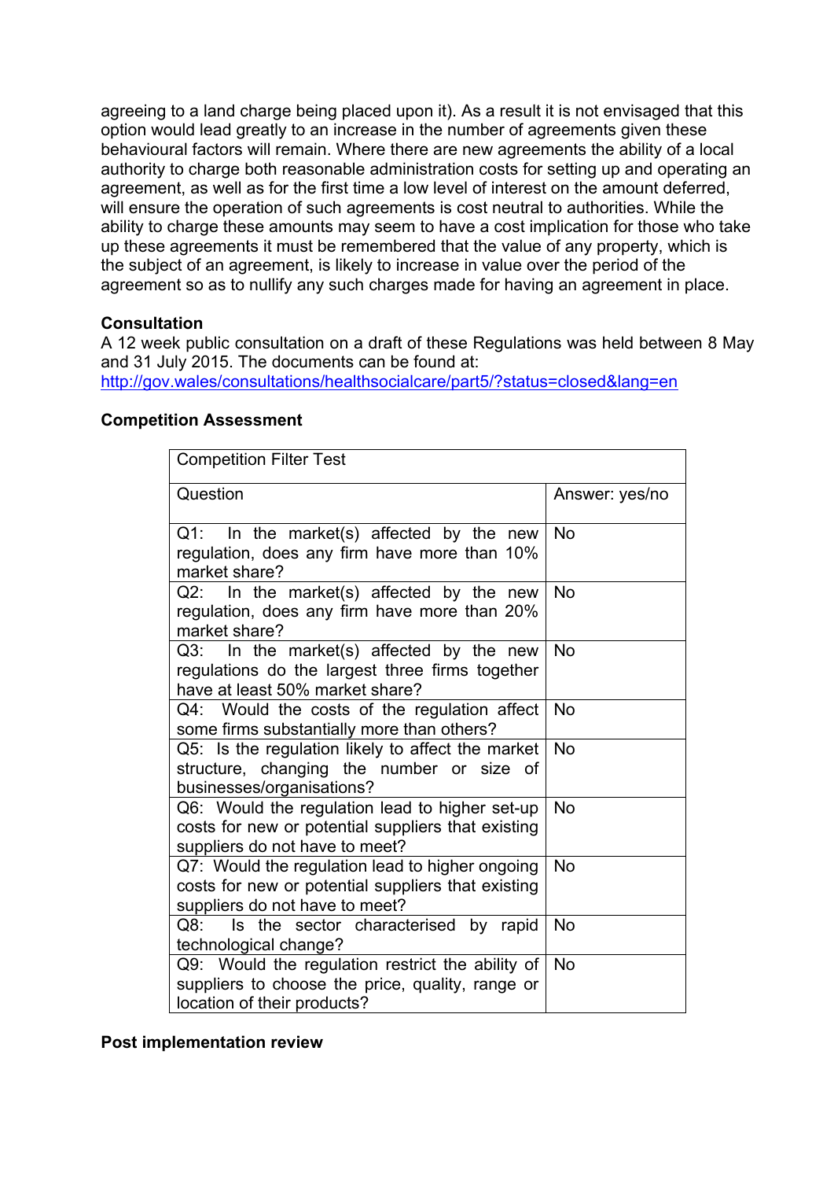agreeing to a land charge being placed upon it). As a result it is not envisaged that this option would lead greatly to an increase in the number of agreements given these behavioural factors will remain. Where there are new agreements the ability of a local authority to charge both reasonable administration costs for setting up and operating an agreement, as well as for the first time a low level of interest on the amount deferred, will ensure the operation of such agreements is cost neutral to authorities. While the ability to charge these amounts may seem to have a cost implication for those who take up these agreements it must be remembered that the value of any property, which is the subject of an agreement, is likely to increase in value over the period of the agreement so as to nullify any such charges made for having an agreement in place.

**Consultation**

A 12 week public consultation on a draft of these Regulations was held between 8 May and 31 July 2015. The documents can be found at:
http://gov.wales/consultations/healthsocialcare/part5/?status=closed&lang=en

**Competition Assessment**

| Competition Filter Test | |
|---|---|
| Question | Answer: yes/no |
| Q1: In the market(s) affected by the new regulation, does any firm have more than 10% market share? | No |
| Q2: In the market(s) affected by the new regulation, does any firm have more than 20% market share? | No |
| Q3: In the market(s) affected by the new regulations do the largest three firms together have at least 50% market share? | No |
| Q4: Would the costs of the regulation affect some firms substantially more than others? | No |
| Q5: Is the regulation likely to affect the market structure, changing the number or size of businesses/organisations? | No |
| Q6: Would the regulation lead to higher set-up costs for new or potential suppliers that existing suppliers do not have to meet? | No |
| Q7: Would the regulation lead to higher ongoing costs for new or potential suppliers that existing suppliers do not have to meet? | No |
| Q8: Is the sector characterised by rapid technological change? | No |
| Q9: Would the regulation restrict the ability of suppliers to choose the price, quality, range or location of their products? | No |

**Post implementation review**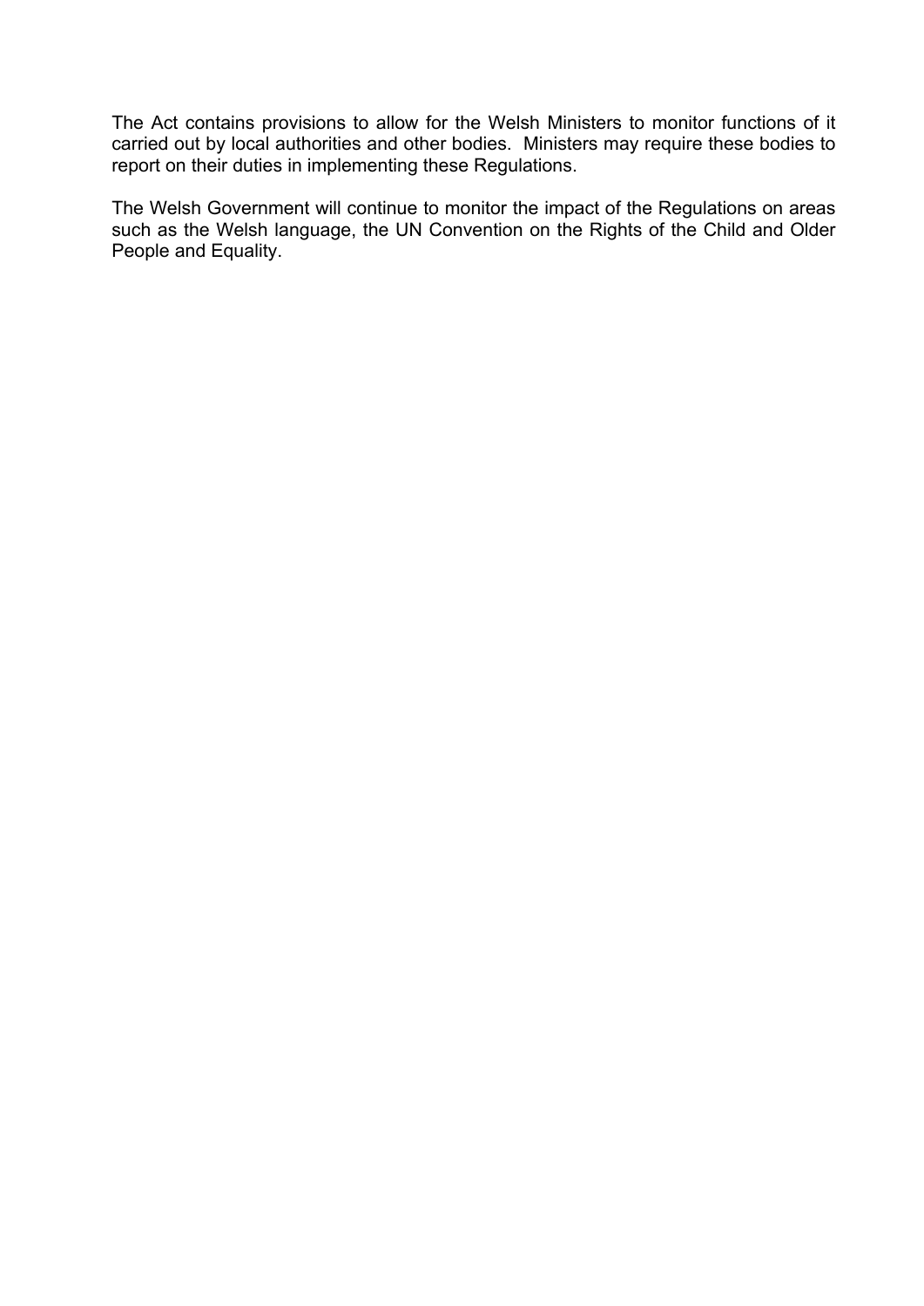The Act contains provisions to allow for the Welsh Ministers to monitor functions of it carried out by local authorities and other bodies. Ministers may require these bodies to report on their duties in implementing these Regulations.

The Welsh Government will continue to monitor the impact of the Regulations on areas such as the Welsh language, the UN Convention on the Rights of the Child and Older People and Equality.